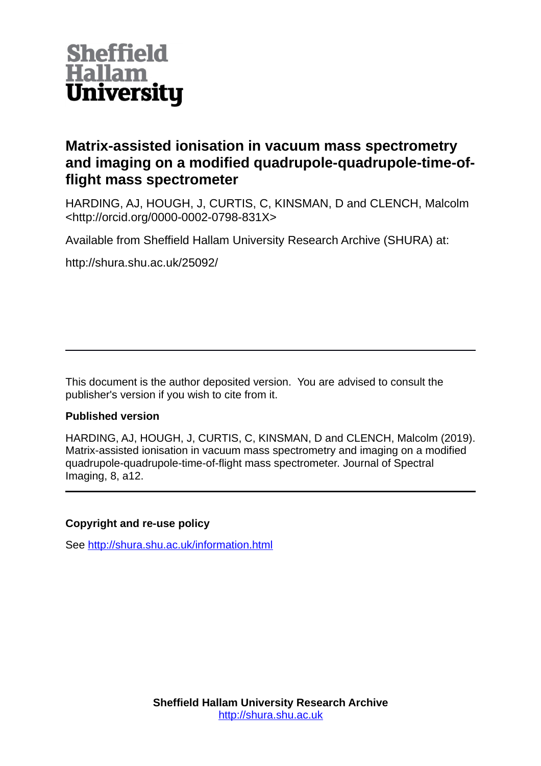**Sheffield Hallam University**

# Matrix-assisted ionisation in vacuum mass spectrometry and imaging on a modified quadrupole-quadrupole-time-of-flight mass spectrometer

HARDING, AJ, HOUGH, J, CURTIS, C, KINSMAN, D and CLENCH, Malcolm <http://orcid.org/0000-0002-0798-831X>

Available from Sheffield Hallam University Research Archive (SHURA) at:

http://shura.shu.ac.uk/25092/

---

This document is the author deposited version. You are advised to consult the publisher's version if you wish to cite from it.

**Published version**

HARDING, AJ, HOUGH, J, CURTIS, C, KINSMAN, D and CLENCH, Malcolm (2019). Matrix-assisted ionisation in vacuum mass spectrometry and imaging on a modified quadrupole-quadrupole-time-of-flight mass spectrometer. Journal of Spectral Imaging, 8, a12.

---

**Copyright and re-use policy**

See http://shura.shu.ac.uk/information.html

**Sheffield Hallam University Research Archive**
http://shura.shu.ac.uk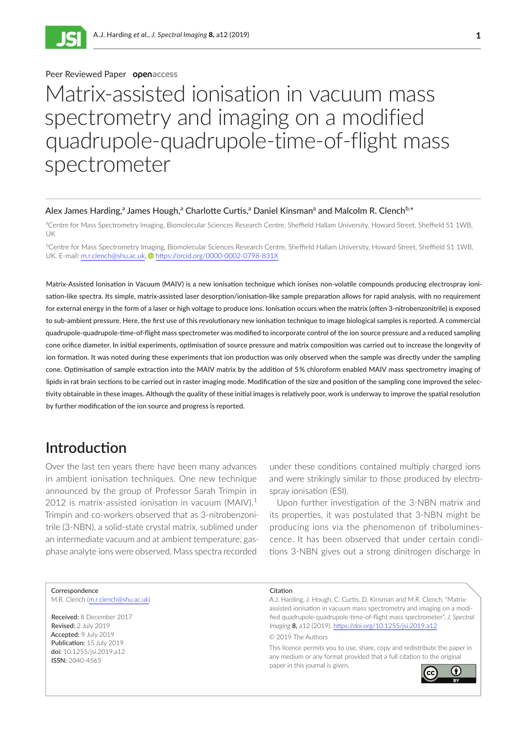Peer Reviewed Paper **openaccess**

# Matrix-assisted ionisation in vacuum mass spectrometry and imaging on a modified quadrupole-quadrupole-time-of-flight mass spectrometer

Alex James Harding,[a] James Hough,[a] Charlotte Curtis,[a] Daniel Kinsman[a] and Malcolm R. Clench[b,*]

[a]Centre for Mass Spectrometry Imaging, Biomolecular Sciences Research Centre, Sheffield Hallam University, Howard Street, Sheffield S1 1WB, UK

[b]Centre for Mass Spectrometry Imaging, Biomolecular Sciences Research Centre, Sheffield Hallam University, Howard Street, Sheffield S1 1WB, UK. E-mail: m.r.clench@shu.ac.uk, https://orcid.org/0000-0002-0798-831X

Matrix-Assisted Ionisation in Vacuum (MAIV) is a new ionisation technique which ionises non-volatile compounds producing electrospray ionisation-like spectra. Its simple, matrix-assisted laser desorption/ionisation-like sample preparation allows for rapid analysis, with no requirement for external energy in the form of a laser or high voltage to produce ions. Ionisation occurs when the matrix (often 3-nitrobenzonitrile) is exposed to sub-ambient pressure. Here, the first use of this revolutionary new ionisation technique to image biological samples is reported. A commercial quadrupole-quadrupole-time-of-flight mass spectrometer was modified to incorporate control of the ion source pressure and a reduced sampling cone orifice diameter. In initial experiments, optimisation of source pressure and matrix composition was carried out to increase the longevity of ion formation. It was noted during these experiments that ion production was only observed when the sample was directly under the sampling cone. Optimisation of sample extraction into the MAIV matrix by the addition of 5% chloroform enabled MAIV mass spectrometry imaging of lipids in rat brain sections to be carried out in raster imaging mode. Modification of the size and position of the sampling cone improved the selectivity obtainable in these images. Although the quality of these initial images is relatively poor, work is underway to improve the spatial resolution by further modification of the ion source and progress is reported.

## Introduction

Over the last ten years there have been many advances in ambient ionisation techniques. One new technique announced by the group of Professor Sarah Trimpin in 2012 is matrix-assisted ionisation in vacuum (MAIV).[1] Trimpin and co-workers observed that as 3-nitrobenzonitrile (3-NBN), a solid-state crystal matrix, sublimed under an intermediate vacuum and at ambient temperature, gas-phase analyte ions were observed. Mass spectra recorded under these conditions contained multiply charged ions and were strikingly similar to those produced by electrospray ionisation (ESI).

Upon further investigation of the 3-NBN matrix and its properties, it was postulated that 3-NBN might be producing ions via the phenomenon of triboluminescence. It has been observed that under certain conditions 3-NBN gives out a strong dinitrogen discharge in

Correspondence
M.R. Clench (m.r.clench@shu.ac.uk)

**Received:** 8 December 2017
**Revised:** 2 July 2019
**Accepted:** 9 July 2019
**Publication:** 15 July 2019
**doi:** 10.1255/jsi.2019.a12
**ISSN:** 2040-4565

Citation
A.J. Harding, J. Hough, C. Curtis, D. Kinsman and M.R. Clench, "Matrix-assisted ionisation in vacuum mass spectrometry and imaging on a modified quadrupole-quadrupole-time-of-flight mass spectrometer", *J. Spectral Imaging* **8,** a12 (2019). https://doi.org/10.1255/jsi.2019.a12

© 2019 The Authors

This licence permits you to use, share, copy and redistribute the paper in any medium or any format provided that a full citation to the original paper in this journal is given.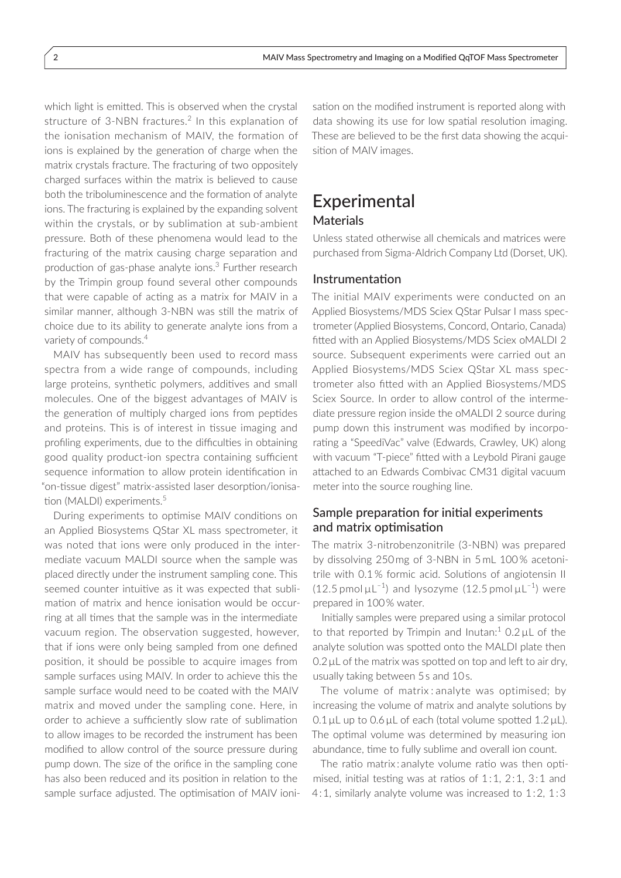which light is emitted. This is observed when the crystal structure of 3-NBN fractures.[2] In this explanation of the ionisation mechanism of MAIV, the formation of ions is explained by the generation of charge when the matrix crystals fracture. The fracturing of two oppositely charged surfaces within the matrix is believed to cause both the triboluminescence and the formation of analyte ions. The fracturing is explained by the expanding solvent within the crystals, or by sublimation at sub-ambient pressure. Both of these phenomena would lead to the fracturing of the matrix causing charge separation and production of gas-phase analyte ions.[3] Further research by the Trimpin group found several other compounds that were capable of acting as a matrix for MAIV in a similar manner, although 3-NBN was still the matrix of choice due to its ability to generate analyte ions from a variety of compounds.[4]

MAIV has subsequently been used to record mass spectra from a wide range of compounds, including large proteins, synthetic polymers, additives and small molecules. One of the biggest advantages of MAIV is the generation of multiply charged ions from peptides and proteins. This is of interest in tissue imaging and profiling experiments, due to the difficulties in obtaining good quality product-ion spectra containing sufficient sequence information to allow protein identification in "on-tissue digest" matrix-assisted laser desorption/ionisation (MALDI) experiments.[5]

During experiments to optimise MAIV conditions on an Applied Biosystems QStar XL mass spectrometer, it was noted that ions were only produced in the intermediate vacuum MALDI source when the sample was placed directly under the instrument sampling cone. This seemed counter intuitive as it was expected that sublimation of matrix and hence ionisation would be occurring at all times that the sample was in the intermediate vacuum region. The observation suggested, however, that if ions were only being sampled from one defined position, it should be possible to acquire images from sample surfaces using MAIV. In order to achieve this the sample surface would need to be coated with the MAIV matrix and moved under the sampling cone. Here, in order to achieve a sufficiently slow rate of sublimation to allow images to be recorded the instrument has been modified to allow control of the source pressure during pump down. The size of the orifice in the sampling cone has also been reduced and its position in relation to the sample surface adjusted. The optimisation of MAIV ionisation on the modified instrument is reported along with data showing its use for low spatial resolution imaging. These are believed to be the first data showing the acquisition of MAIV images.

# Experimental

## Materials

Unless stated otherwise all chemicals and matrices were purchased from Sigma-Aldrich Company Ltd (Dorset, UK).

## Instrumentation

The initial MAIV experiments were conducted on an Applied Biosystems/MDS Sciex QStar Pulsar I mass spectrometer (Applied Biosystems, Concord, Ontario, Canada) fitted with an Applied Biosystems/MDS Sciex oMALDI 2 source. Subsequent experiments were carried out an Applied Biosystems/MDS Sciex QStar XL mass spectrometer also fitted with an Applied Biosystems/MDS Sciex Source. In order to allow control of the intermediate pressure region inside the oMALDI 2 source during pump down this instrument was modified by incorporating a "SpeediVac" valve (Edwards, Crawley, UK) along with vacuum "T-piece" fitted with a Leybold Pirani gauge attached to an Edwards Combivac CM31 digital vacuum meter into the source roughing line.

## Sample preparation for initial experiments and matrix optimisation

The matrix 3-nitrobenzonitrile (3-NBN) was prepared by dissolving 250 mg of 3-NBN in 5 mL 100 % acetonitrile with 0.1 % formic acid. Solutions of angiotensin II (12.5 pmol $\mu L^{-1}$) and lysozyme (12.5 pmol $\mu L^{-1}$) were prepared in 100 % water.

Initially samples were prepared using a similar protocol to that reported by Trimpin and Inutan:[1] 0.2 µL of the analyte solution was spotted onto the MALDI plate then 0.2 µL of the matrix was spotted on top and left to air dry, usually taking between 5 s and 10 s.

The volume of matrix : analyte was optimised; by increasing the volume of matrix and analyte solutions by 0.1 µL up to 0.6 µL of each (total volume spotted 1.2 µL). The optimal volume was determined by measuring ion abundance, time to fully sublime and overall ion count.

The ratio matrix : analyte volume ratio was then optimised, initial testing was at ratios of 1 : 1, 2 : 1, 3 : 1 and 4 : 1, similarly analyte volume was increased to 1 : 2, 1 : 3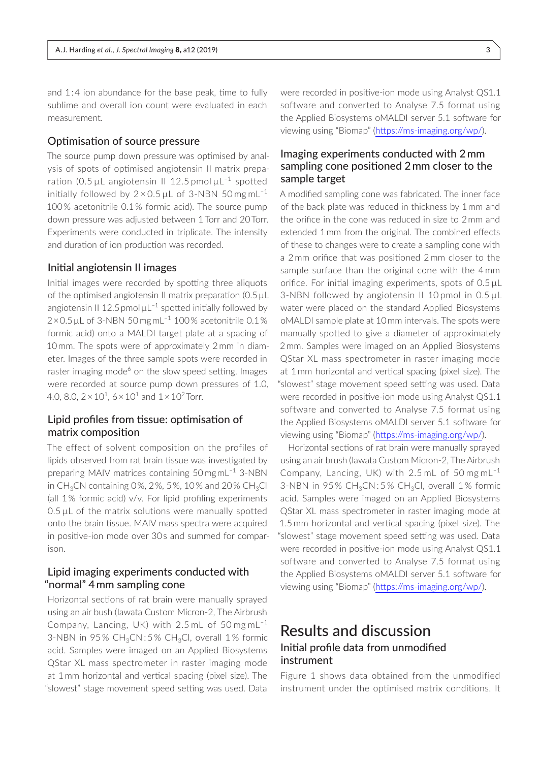and 1:4 ion abundance for the base peak, time to fully sublime and overall ion count were evaluated in each measurement.

### Optimisation of source pressure

The source pump down pressure was optimised by analysis of spots of optimised angiotensin II matrix preparation (0.5 µL angiotensin II 12.5 pmol µL$^{-1}$ spotted initially followed by $2 \times 0.5$ µL of 3-NBN 50 mg mL$^{-1}$ 100 % acetonitrile 0.1 % formic acid). The source pump down pressure was adjusted between 1 Torr and 20 Torr. Experiments were conducted in triplicate. The intensity and duration of ion production was recorded.

### Initial angiotensin II images

Initial images were recorded by spotting three aliquots of the optimised angiotensin II matrix preparation (0.5 µL angiotensin II 12.5 pmol µL$^{-1}$ spotted initially followed by $2 \times 0.5$ µL of 3-NBN 50 mg mL$^{-1}$ 100 % acetonitrile 0.1 % formic acid) onto a MALDI target plate at a spacing of 10 mm. The spots were of approximately 2 mm in diameter. Images of the three sample spots were recorded in raster imaging mode[6] on the slow speed setting. Images were recorded at source pump down pressures of 1.0, 4.0, 8.0, $2 \times 10^1$, $6 \times 10^1$ and $1 \times 10^2$ Torr.

### Lipid profiles from tissue: optimisation of matrix composition

The effect of solvent composition on the profiles of lipids observed from rat brain tissue was investigated by preparing MAIV matrices containing 50 mg mL$^{-1}$ 3-NBN in $CH_3CN$ containing 0 %, 2 %, 5 %, 10 % and 20 % $CH_3Cl$ (all 1 % formic acid) v/v. For lipid profiling experiments 0.5 µL of the matrix solutions were manually spotted onto the brain tissue. MAIV mass spectra were acquired in positive-ion mode over 30 s and summed for comparison.

### Lipid imaging experiments conducted with "normal" 4 mm sampling cone

Horizontal sections of rat brain were manually sprayed using an air bush (Iawata Custom Micron-2, The Airbrush Company, Lancing, UK) with 2.5 mL of 50 mg mL$^{-1}$ 3-NBN in 95 % $CH_3CN$ : 5 % $CH_3Cl$, overall 1 % formic acid. Samples were imaged on an Applied Biosystems QStar XL mass spectrometer in raster imaging mode at 1 mm horizontal and vertical spacing (pixel size). The "slowest" stage movement speed setting was used. Data were recorded in positive-ion mode using Analyst QS1.1 software and converted to Analyse 7.5 format using the Applied Biosystems oMALDI server 5.1 software for viewing using "Biomap" (https://ms-imaging.org/wp/).

### Imaging experiments conducted with 2 mm sampling cone positioned 2 mm closer to the sample target

A modified sampling cone was fabricated. The inner face of the back plate was reduced in thickness by 1 mm and the orifice in the cone was reduced in size to 2 mm and extended 1 mm from the original. The combined effects of these to changes were to create a sampling cone with a 2 mm orifice that was positioned 2 mm closer to the sample surface than the original cone with the 4 mm orifice. For initial imaging experiments, spots of 0.5 µL 3-NBN followed by angiotensin II 10 pmol in 0.5 µL water were placed on the standard Applied Biosystems oMALDI sample plate at 10 mm intervals. The spots were manually spotted to give a diameter of approximately 2 mm. Samples were imaged on an Applied Biosystems QStar XL mass spectrometer in raster imaging mode at 1 mm horizontal and vertical spacing (pixel size). The "slowest" stage movement speed setting was used. Data were recorded in positive-ion mode using Analyst QS1.1 software and converted to Analyse 7.5 format using the Applied Biosystems oMALDI server 5.1 software for viewing using "Biomap" (https://ms-imaging.org/wp/).

Horizontal sections of rat brain were manually sprayed using an air brush (Iawata Custom Micron-2, The Airbrush Company, Lancing, UK) with 2.5 mL of 50 mg mL$^{-1}$ 3-NBN in 95 % $CH_3CN$ : 5 % $CH_3Cl$, overall 1 % formic acid. Samples were imaged on an Applied Biosystems QStar XL mass spectrometer in raster imaging mode at 1.5 mm horizontal and vertical spacing (pixel size). The "slowest" stage movement speed setting was used. Data were recorded in positive-ion mode using Analyst QS1.1 software and converted to Analyse 7.5 format using the Applied Biosystems oMALDI server 5.1 software for viewing using "Biomap" (https://ms-imaging.org/wp/).

## Results and discussion

### Initial profile data from unmodified instrument

Figure 1 shows data obtained from the unmodified instrument under the optimised matrix conditions. It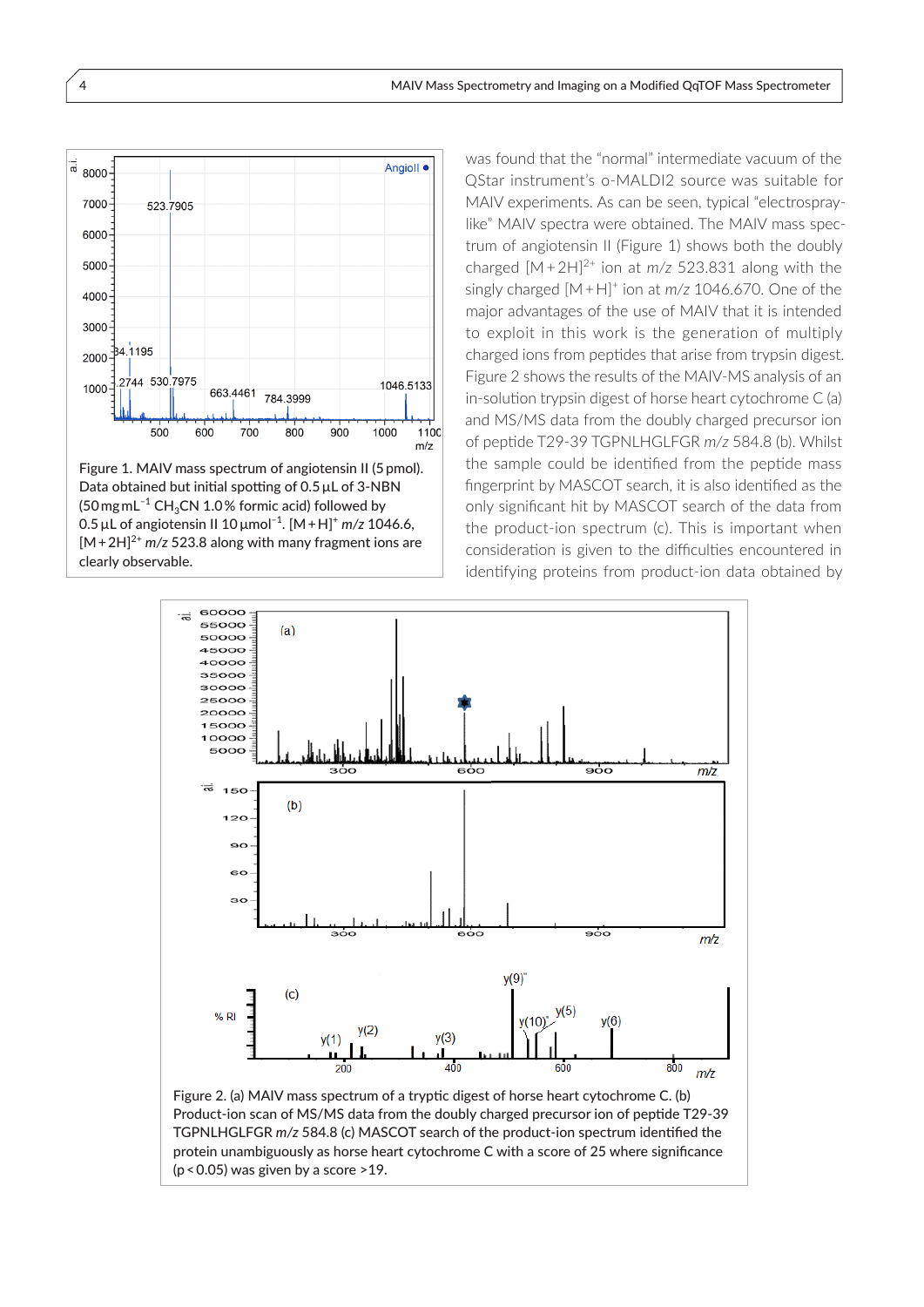Figure 1. MAIV mass spectrum of angiotensin II (5 pmol). Data obtained but initial spotting of 0.5 µL of 3-NBN (50 mg mL$^{-1}$ $CH_3CN$ 1.0% formic acid) followed by 0.5 µL of angiotensin II 10 µmol$^{-1}$. $[M+H]^+$ *m/z* 1046.6, $[M+2H]^{2+}$ *m/z* 523.8 along with many fragment ions are clearly observable.

was found that the "normal" intermediate vacuum of the QStar instrument's o-MALDI2 source was suitable for MAIV experiments. As can be seen, typical "electrospray-like" MAIV spectra were obtained. The MAIV mass spectrum of angiotensin II (Figure 1) shows both the doubly charged $[M+2H]^{2+}$ ion at *m/z* 523.831 along with the singly charged $[M+H]^+$ ion at *m/z* 1046.670. One of the major advantages of the use of MAIV that it is intended to exploit in this work is the generation of multiply charged ions from peptides that arise from trypsin digest. Figure 2 shows the results of the MAIV-MS analysis of an in-solution trypsin digest of horse heart cytochrome C (a) and MS/MS data from the doubly charged precursor ion of peptide T29-39 TGPNLHGLFGR *m/z* 584.8 (b). Whilst the sample could be identified from the peptide mass fingerprint by MASCOT search, it is also identified as the only significant hit by MASCOT search of the data from the product-ion spectrum (c). This is important when consideration is given to the difficulties encountered in identifying proteins from product-ion data obtained by

Figure 2. (a) MAIV mass spectrum of a tryptic digest of horse heart cytochrome C. (b) Product-ion scan of MS/MS data from the doubly charged precursor ion of peptide T29-39 TGPNLHGLFGR *m/z* 584.8 (c) MASCOT search of the product-ion spectrum identified the protein unambiguously as horse heart cytochrome C with a score of 25 where significance ($p < 0.05$) was given by a score >19.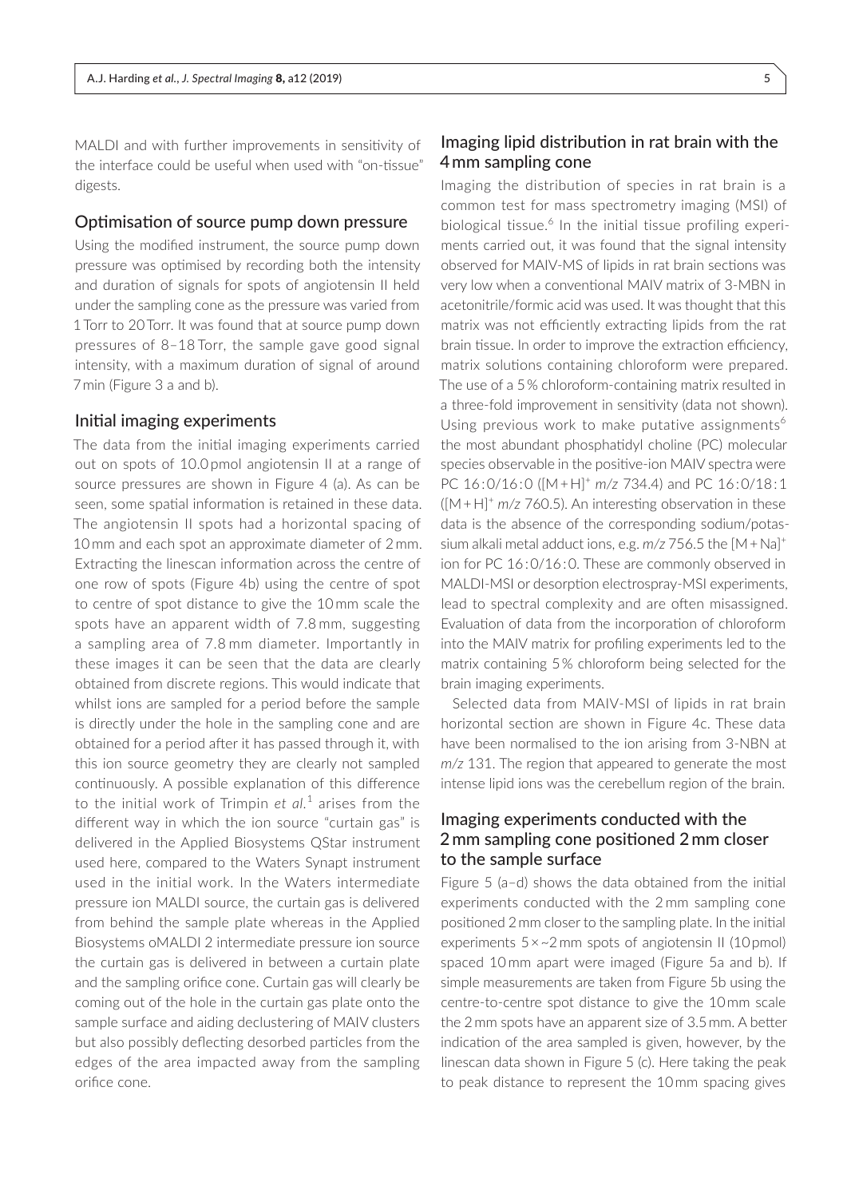MALDI and with further improvements in sensitivity of the interface could be useful when used with "on-tissue" digests.

## Optimisation of source pump down pressure

Using the modified instrument, the source pump down pressure was optimised by recording both the intensity and duration of signals for spots of angiotensin II held under the sampling cone as the pressure was varied from 1 Torr to 20 Torr. It was found that at source pump down pressures of 8–18 Torr, the sample gave good signal intensity, with a maximum duration of signal of around 7 min (Figure 3 a and b).

## Initial imaging experiments

The data from the initial imaging experiments carried out on spots of 10.0 pmol angiotensin II at a range of source pressures are shown in Figure 4 (a). As can be seen, some spatial information is retained in these data. The angiotensin II spots had a horizontal spacing of 10 mm and each spot an approximate diameter of 2 mm. Extracting the linescan information across the centre of one row of spots (Figure 4b) using the centre of spot to centre of spot distance to give the 10 mm scale the spots have an apparent width of 7.8 mm, suggesting a sampling area of 7.8 mm diameter. Importantly in these images it can be seen that the data are clearly obtained from discrete regions. This would indicate that whilst ions are sampled for a period before the sample is directly under the hole in the sampling cone and are obtained for a period after it has passed through it, with this ion source geometry they are clearly not sampled continuously. A possible explanation of this difference to the initial work of Trimpin *et al.*[1] arises from the different way in which the ion source "curtain gas" is delivered in the Applied Biosystems QStar instrument used here, compared to the Waters Synapt instrument used in the initial work. In the Waters intermediate pressure ion MALDI source, the curtain gas is delivered from behind the sample plate whereas in the Applied Biosystems oMALDI 2 intermediate pressure ion source the curtain gas is delivered in between a curtain plate and the sampling orifice cone. Curtain gas will clearly be coming out of the hole in the curtain gas plate onto the sample surface and aiding declustering of MAIV clusters but also possibly deflecting desorbed particles from the edges of the area impacted away from the sampling orifice cone.

## Imaging lipid distribution in rat brain with the 4 mm sampling cone

Imaging the distribution of species in rat brain is a common test for mass spectrometry imaging (MSI) of biological tissue.[6] In the initial tissue profiling experiments carried out, it was found that the signal intensity observed for MAIV-MS of lipids in rat brain sections was very low when a conventional MAIV matrix of 3-MBN in acetonitrile/formic acid was used. It was thought that this matrix was not efficiently extracting lipids from the rat brain tissue. In order to improve the extraction efficiency, matrix solutions containing chloroform were prepared. The use of a 5 % chloroform-containing matrix resulted in a three-fold improvement in sensitivity (data not shown). Using previous work to make putative assignments[6] the most abundant phosphatidyl choline (PC) molecular species observable in the positive-ion MAIV spectra were PC 16 : 0/16 : 0 ($[M+H]^+$ *m/z* 734.4) and PC 16 : 0/18 : 1 ($[M+H]^+$ *m/z* 760.5). An interesting observation in these data is the absence of the corresponding sodium/potassium alkali metal adduct ions, e.g. *m/z* 756.5 the $[M+Na]^+$ ion for PC 16 : 0/16 : 0. These are commonly observed in MALDI-MSI or desorption electrospray-MSI experiments, lead to spectral complexity and are often misassigned. Evaluation of data from the incorporation of chloroform into the MAIV matrix for profiling experiments led to the matrix containing 5 % chloroform being selected for the brain imaging experiments.

Selected data from MAIV-MSI of lipids in rat brain horizontal section are shown in Figure 4c. These data have been normalised to the ion arising from 3-NBN at *m/z* 131. The region that appeared to generate the most intense lipid ions was the cerebellum region of the brain.

## Imaging experiments conducted with the 2 mm sampling cone positioned 2 mm closer to the sample surface

Figure 5 (a–d) shows the data obtained from the initial experiments conducted with the 2 mm sampling cone positioned 2 mm closer to the sampling plate. In the initial experiments 5 × ~2 mm spots of angiotensin II (10 pmol) spaced 10 mm apart were imaged (Figure 5a and b). If simple measurements are taken from Figure 5b using the centre-to-centre spot distance to give the 10 mm scale the 2 mm spots have an apparent size of 3.5 mm. A better indication of the area sampled is given, however, by the linescan data shown in Figure 5 (c). Here taking the peak to peak distance to represent the 10 mm spacing gives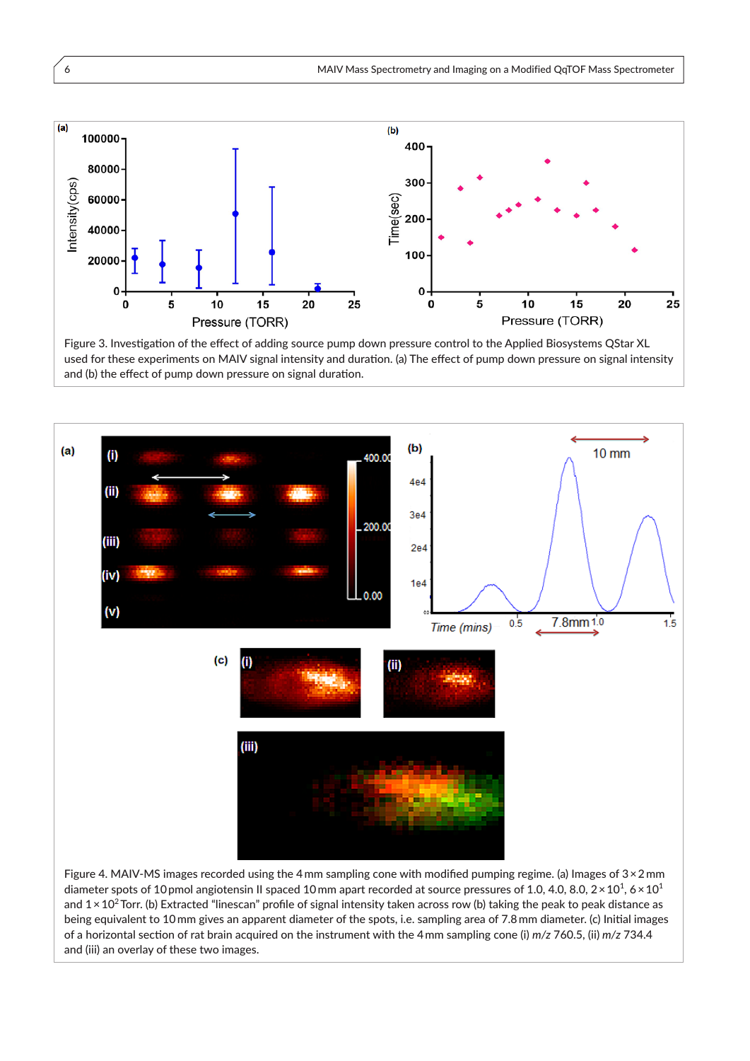Figure 3. Investigation of the effect of adding source pump down pressure control to the Applied Biosystems QStar XL used for these experiments on MAIV signal intensity and duration. (a) The effect of pump down pressure on signal intensity and (b) the effect of pump down pressure on signal duration.

Figure 4. MAIV-MS images recorded using the 4 mm sampling cone with modified pumping regime. (a) Images of 3 × 2 mm diameter spots of 10 pmol angiotensin II spaced 10 mm apart recorded at source pressures of 1.0, 4.0, 8.0, $2 \times 10^1$, $6 \times 10^1$ and $1 \times 10^2$ Torr. (b) Extracted "linescan" profile of signal intensity taken across row (b) taking the peak to peak distance as being equivalent to 10 mm gives an apparent diameter of the spots, i.e. sampling area of 7.8 mm diameter. (c) Initial images of a horizontal section of rat brain acquired on the instrument with the 4 mm sampling cone (i) *m/z* 760.5, (ii) *m/z* 734.4 and (iii) an overlay of these two images.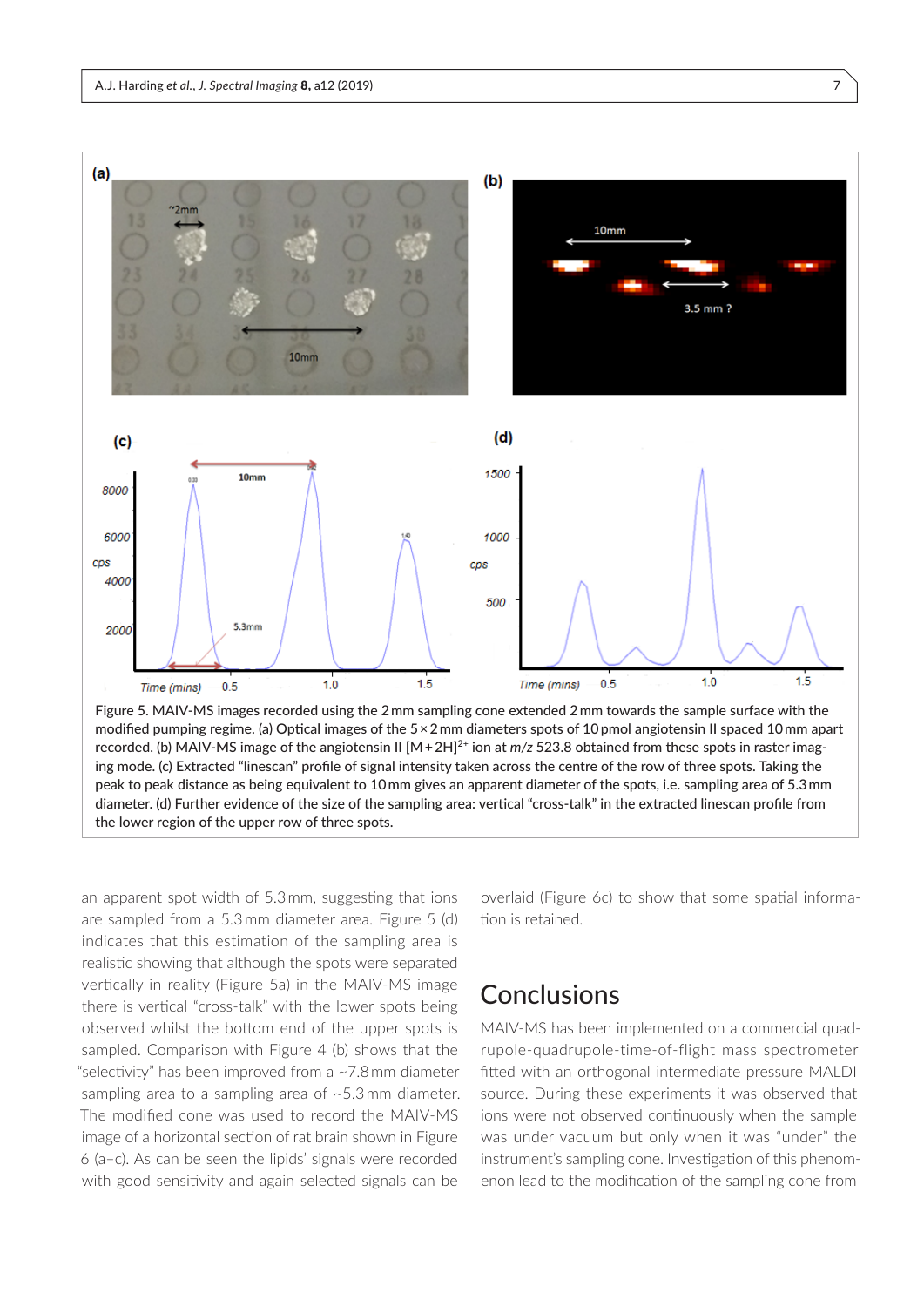Figure 5. MAIV-MS images recorded using the 2 mm sampling cone extended 2 mm towards the sample surface with the modified pumping regime. (a) Optical images of the 5 × 2 mm diameters spots of 10 pmol angiotensin II spaced 10 mm apart recorded. (b) MAIV-MS image of the angiotensin II $[M+2H]^{2+}$ ion at *m/z* 523.8 obtained from these spots in raster imaging mode. (c) Extracted "linescan" profile of signal intensity taken across the centre of the row of three spots. Taking the peak to peak distance as being equivalent to 10 mm gives an apparent diameter of the spots, i.e. sampling area of 5.3 mm diameter. (d) Further evidence of the size of the sampling area: vertical "cross-talk" in the extracted linescan profile from the lower region of the upper row of three spots.

an apparent spot width of 5.3 mm, suggesting that ions are sampled from a 5.3 mm diameter area. Figure 5 (d) indicates that this estimation of the sampling area is realistic showing that although the spots were separated vertically in reality (Figure 5a) in the MAIV-MS image there is vertical "cross-talk" with the lower spots being observed whilst the bottom end of the upper spots is sampled. Comparison with Figure 4 (b) shows that the "selectivity" has been improved from a ~7.8 mm diameter sampling area to a sampling area of ~5.3 mm diameter. The modified cone was used to record the MAIV-MS image of a horizontal section of rat brain shown in Figure 6 (a–c). As can be seen the lipids' signals were recorded with good sensitivity and again selected signals can be overlaid (Figure 6c) to show that some spatial information is retained.

## Conclusions

MAIV-MS has been implemented on a commercial quadrupole-quadrupole-time-of-flight mass spectrometer fitted with an orthogonal intermediate pressure MALDI source. During these experiments it was observed that ions were not observed continuously when the sample was under vacuum but only when it was "under" the instrument's sampling cone. Investigation of this phenomenon lead to the modification of the sampling cone from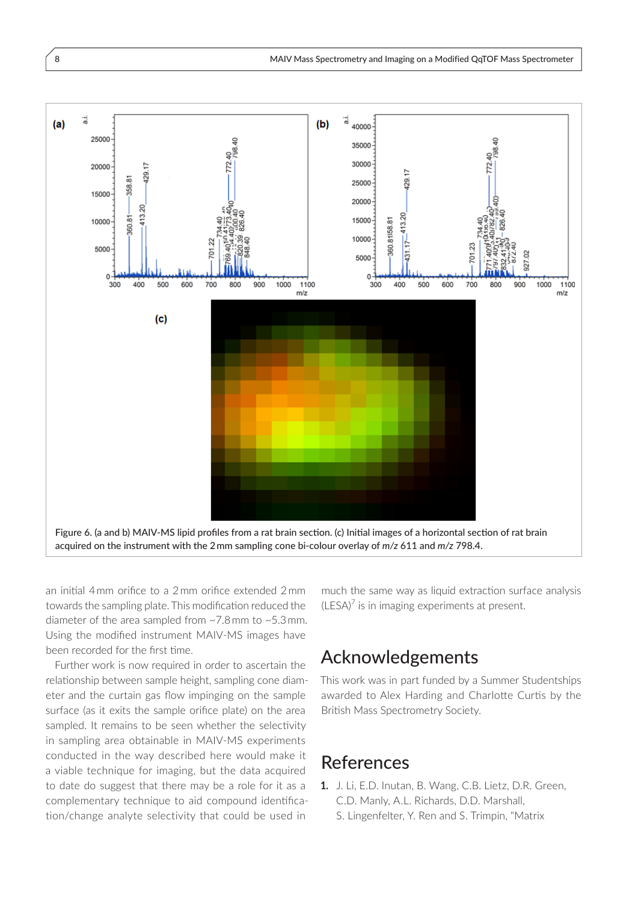Figure 6. (a and b) MAIV-MS lipid profiles from a rat brain section. (c) Initial images of a horizontal section of rat brain acquired on the instrument with the 2 mm sampling cone bi-colour overlay of *m/z* 611 and *m/z* 798.4.

an initial 4 mm orifice to a 2 mm orifice extended 2 mm towards the sampling plate. This modification reduced the diameter of the area sampled from ~7.8 mm to ~5.3 mm. Using the modified instrument MAIV-MS images have been recorded for the first time.

Further work is now required in order to ascertain the relationship between sample height, sampling cone diameter and the curtain gas flow impinging on the sample surface (as it exits the sample orifice plate) on the area sampled. It remains to be seen whether the selectivity in sampling area obtainable in MAIV-MS experiments conducted in the way described here would make it a viable technique for imaging, but the data acquired to date do suggest that there may be a role for it as a complementary technique to aid compound identification/change analyte selectivity that could be used in much the same way as liquid extraction surface analysis (LESA)[7] is in imaging experiments at present.

## Acknowledgements

This work was in part funded by a Summer Studentships awarded to Alex Harding and Charlotte Curtis by the British Mass Spectrometry Society.

## References

1. J. Li, E.D. Inutan, B. Wang, C.B. Lietz, D.R. Green, C.D. Manly, A.L. Richards, D.D. Marshall, S. Lingenfelter, Y. Ren and S. Trimpin, "Matrix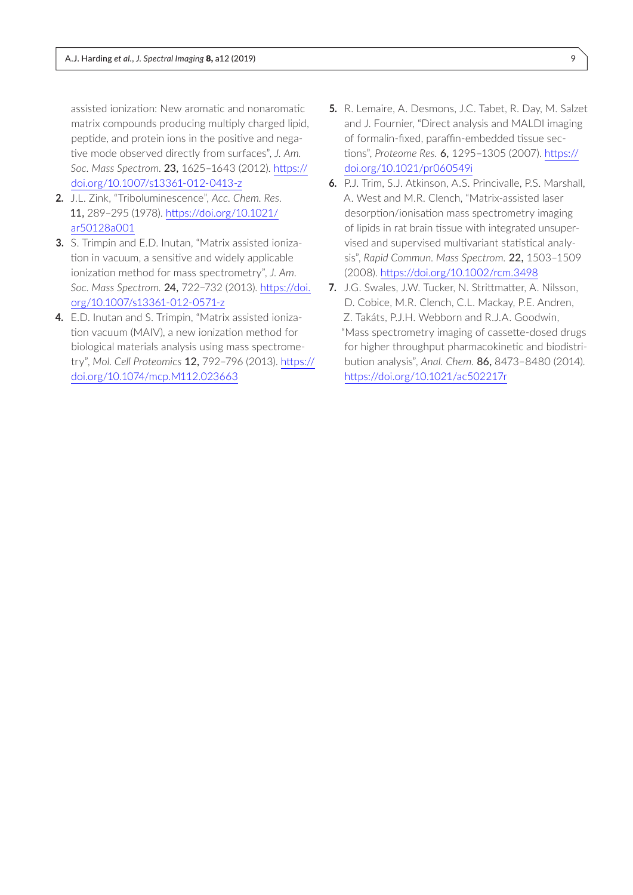assisted ionization: New aromatic and nonaromatic matrix compounds producing multiply charged lipid, peptide, and protein ions in the positive and negative mode observed directly from surfaces", *J. Am. Soc. Mass Spectrom.* **23,** 1625–1643 (2012). https://doi.org/10.1007/s13361-012-0413-z

2. J.L. Zink, "Triboluminescence", *Acc. Chem. Res.* **11,** 289–295 (1978). https://doi.org/10.1021/ar50128a001
3. S. Trimpin and E.D. Inutan, "Matrix assisted ionization in vacuum, a sensitive and widely applicable ionization method for mass spectrometry", *J. Am. Soc. Mass Spectrom.* **24,** 722–732 (2013). https://doi.org/10.1007/s13361-012-0571-z
4. E.D. Inutan and S. Trimpin, "Matrix assisted ionization vacuum (MAIV), a new ionization method for biological materials analysis using mass spectrometry", *Mol. Cell Proteomics* **12,** 792–796 (2013). https://doi.org/10.1074/mcp.M112.023663
5. R. Lemaire, A. Desmons, J.C. Tabet, R. Day, M. Salzet and J. Fournier, "Direct analysis and MALDI imaging of formalin-fixed, paraffin-embedded tissue sections", *Proteome Res.* **6,** 1295–1305 (2007). https://doi.org/10.1021/pr060549i
6. P.J. Trim, S.J. Atkinson, A.S. Princivalle, P.S. Marshall, A. West and M.R. Clench, "Matrix-assisted laser desorption/ionisation mass spectrometry imaging of lipids in rat brain tissue with integrated unsupervised and supervised multivariant statistical analysis", *Rapid Commun. Mass Spectrom.* **22,** 1503–1509 (2008). https://doi.org/10.1002/rcm.3498
7. J.G. Swales, J.W. Tucker, N. Strittmatter, A. Nilsson, D. Cobice, M.R. Clench, C.L. Mackay, P.E. Andren, Z. Takáts, P.J.H. Webborn and R.J.A. Goodwin, "Mass spectrometry imaging of cassette-dosed drugs for higher throughput pharmacokinetic and biodistribution analysis", *Anal. Chem.* **86,** 8473–8480 (2014). https://doi.org/10.1021/ac502217r